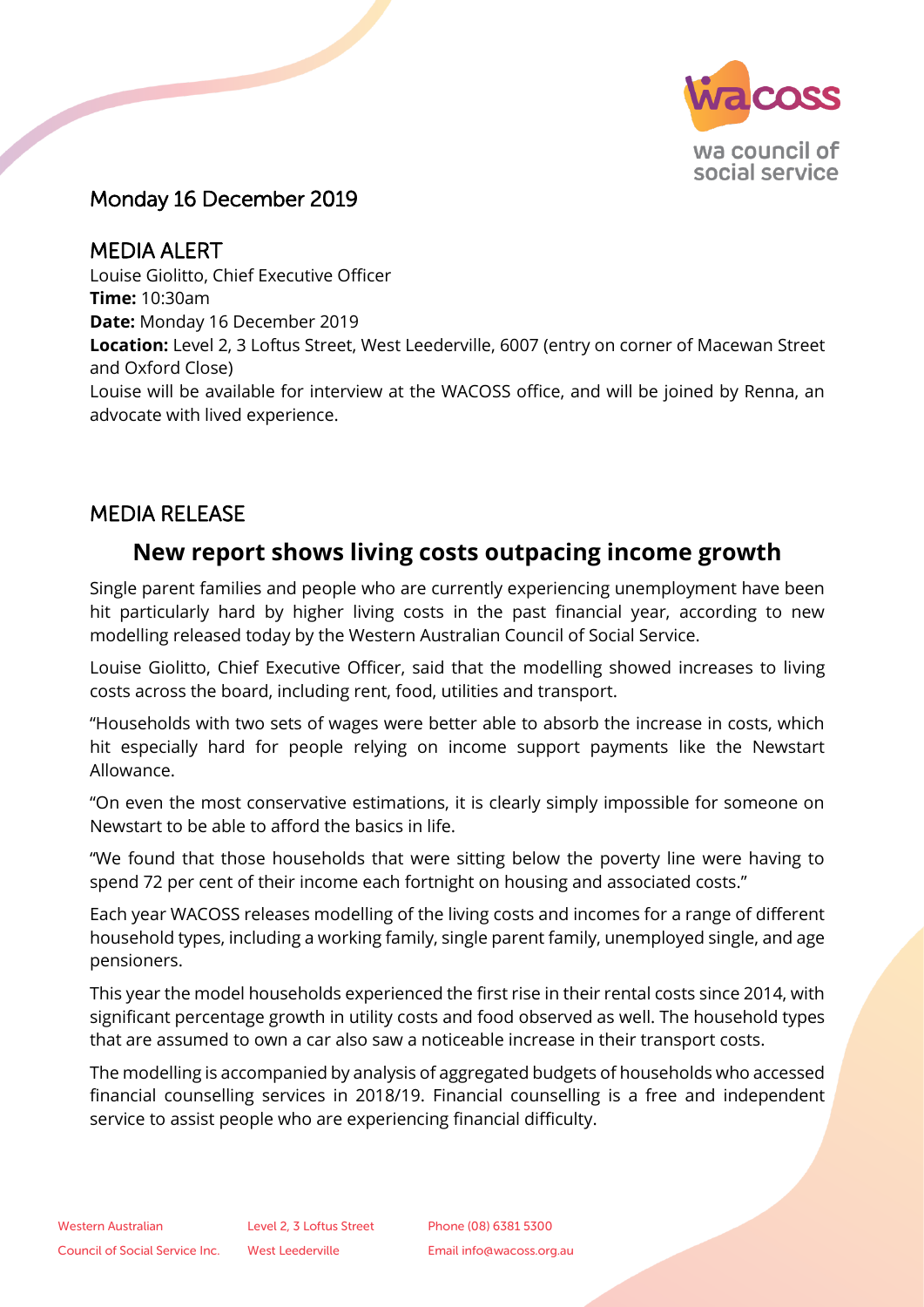Monday 16 December 2019

## MEDIA ALERT

Louise Giolitto, Chief Executive Officer
**Time:** 10:30am
**Date:** Monday 16 December 2019
**Location:** Level 2, 3 Loftus Street, West Leederville, 6007 (entry on corner of Macewan Street and Oxford Close)
Louise will be available for interview at the WACOSS office, and will be joined by Renna, an advocate with lived experience.

## MEDIA RELEASE

# New report shows living costs outpacing income growth

Single parent families and people who are currently experiencing unemployment have been hit particularly hard by higher living costs in the past financial year, according to new modelling released today by the Western Australian Council of Social Service.

Louise Giolitto, Chief Executive Officer, said that the modelling showed increases to living costs across the board, including rent, food, utilities and transport.

"Households with two sets of wages were better able to absorb the increase in costs, which hit especially hard for people relying on income support payments like the Newstart Allowance.

"On even the most conservative estimations, it is clearly simply impossible for someone on Newstart to be able to afford the basics in life.

"We found that those households that were sitting below the poverty line were having to spend 72 per cent of their income each fortnight on housing and associated costs."

Each year WACOSS releases modelling of the living costs and incomes for a range of different household types, including a working family, single parent family, unemployed single, and age pensioners.

This year the model households experienced the first rise in their rental costs since 2014, with significant percentage growth in utility costs and food observed as well. The household types that are assumed to own a car also saw a noticeable increase in their transport costs.

The modelling is accompanied by analysis of aggregated budgets of households who accessed financial counselling services in 2018/19. Financial counselling is a free and independent service to assist people who are experiencing financial difficulty.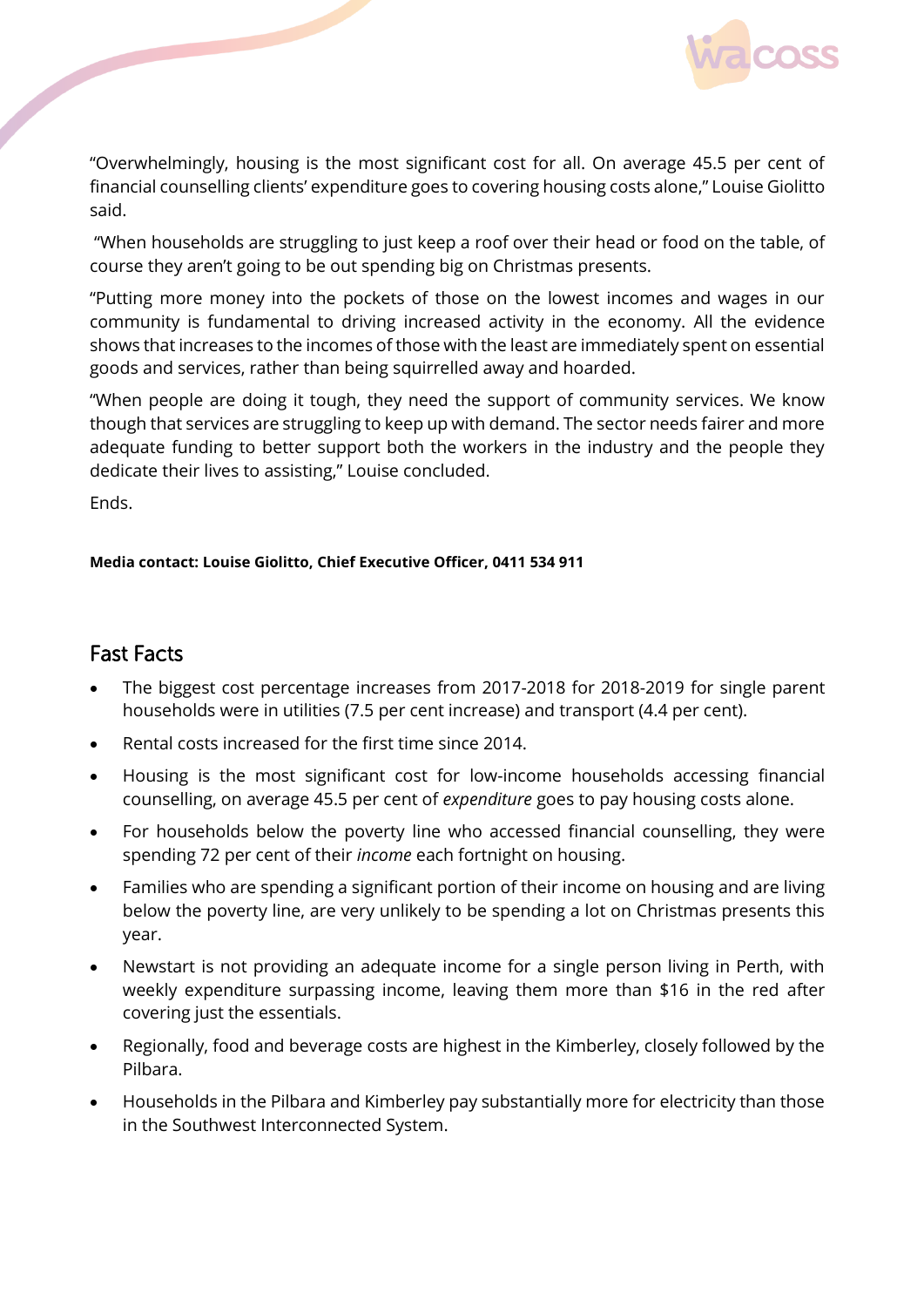"Overwhelmingly, housing is the most significant cost for all. On average 45.5 per cent of financial counselling clients' expenditure goes to covering housing costs alone," Louise Giolitto said.

"When households are struggling to just keep a roof over their head or food on the table, of course they aren't going to be out spending big on Christmas presents.

"Putting more money into the pockets of those on the lowest incomes and wages in our community is fundamental to driving increased activity in the economy. All the evidence shows that increases to the incomes of those with the least are immediately spent on essential goods and services, rather than being squirrelled away and hoarded.

"When people are doing it tough, they need the support of community services. We know though that services are struggling to keep up with demand. The sector needs fairer and more adequate funding to better support both the workers in the industry and the people they dedicate their lives to assisting," Louise concluded.

Ends.

**Media contact: Louise Giolitto, Chief Executive Officer, 0411 534 911**

## Fast Facts

- The biggest cost percentage increases from 2017-2018 for 2018-2019 for single parent households were in utilities (7.5 per cent increase) and transport (4.4 per cent).
- Rental costs increased for the first time since 2014.
- Housing is the most significant cost for low-income households accessing financial counselling, on average 45.5 per cent of *expenditure* goes to pay housing costs alone.
- For households below the poverty line who accessed financial counselling, they were spending 72 per cent of their *income* each fortnight on housing.
- Families who are spending a significant portion of their income on housing and are living below the poverty line, are very unlikely to be spending a lot on Christmas presents this year.
- Newstart is not providing an adequate income for a single person living in Perth, with weekly expenditure surpassing income, leaving them more than $16 in the red after covering just the essentials.
- Regionally, food and beverage costs are highest in the Kimberley, closely followed by the Pilbara.
- Households in the Pilbara and Kimberley pay substantially more for electricity than those in the Southwest Interconnected System.